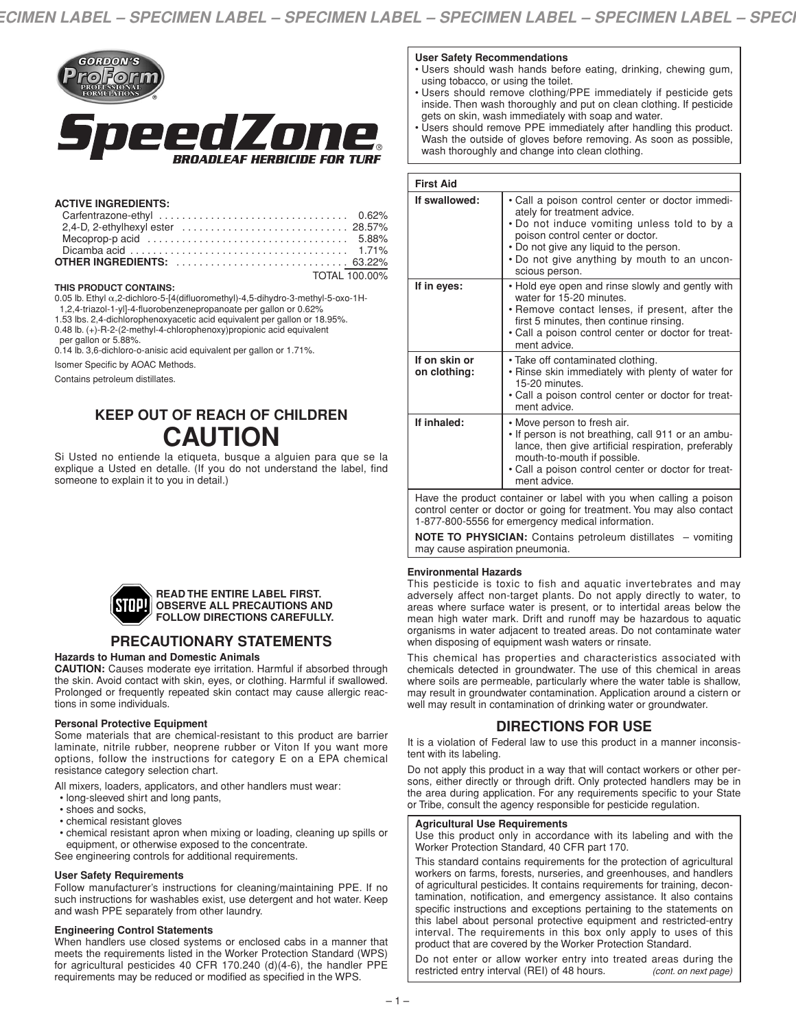GORDON'S ProForm PROFESSIONAL FORMULATIONS®

# SpeedZone®

## BROADLEAF HERBICIDE FOR TURF

**ACTIVE INGREDIENTS:**

| | |
|---|---|
| Carfentrazone-ethyl | 0.62% |
| 2,4-D, 2-ethylhexyl ester | 28.57% |
| Mecoprop-p acid | 5.88% |
| Dicamba acid | 1.71% |
| **OTHER INGREDIENTS:** | 63.22% |
| | TOTAL 100.00% |

**THIS PRODUCT CONTAINS:**

0.05 lb. Ethyl α,2-dichloro-5-[4(difluoromethyl)-4,5-dihydro-3-methyl-5-oxo-1H-1,2,4-triazol-1-yl]-4-fluorobenzenepropanoate per gallon or 0.62%

1.53 lbs. 2,4-dichlorophenoxyacetic acid equivalent per gallon or 18.95%.

0.48 lb. (+)-R-2-(2-methyl-4-chlorophenoxy)propionic acid equivalent per gallon or 5.88%.

0.14 lb. 3,6-dichloro-o-anisic acid equivalent per gallon or 1.71%.

Isomer Specific by AOAC Methods.

Contains petroleum distillates.

## KEEP OUT OF REACH OF CHILDREN

# CAUTION

Si Usted no entiende la etiqueta, busque a alguien para que se la explique a Usted en detalle. (If you do not understand the label, find someone to explain it to you in detail.)

**READ THE ENTIRE LABEL FIRST. OBSERVE ALL PRECAUTIONS AND FOLLOW DIRECTIONS CAREFULLY.**

## PRECAUTIONARY STATEMENTS

### Hazards to Human and Domestic Animals

**CAUTION:** Causes moderate eye irritation. Harmful if absorbed through the skin. Avoid contact with skin, eyes, or clothing. Harmful if swallowed. Prolonged or frequently repeated skin contact may cause allergic reactions in some individuals.

### Personal Protective Equipment

Some materials that are chemical-resistant to this product are barrier laminate, nitrile rubber, neoprene rubber or Viton If you want more options, follow the instructions for category E on a EPA chemical resistance category selection chart.

All mixers, loaders, applicators, and other handlers must wear:

- long-sleeved shirt and long pants,
- shoes and socks,
- chemical resistant gloves
- chemical resistant apron when mixing or loading, cleaning up spills or equipment, or otherwise exposed to the concentrate.

See engineering controls for additional requirements.

### User Safety Requirements

Follow manufacturer's instructions for cleaning/maintaining PPE. If no such instructions for washables exist, use detergent and hot water. Keep and wash PPE separately from other laundry.

### Engineering Control Statements

When handlers use closed systems or enclosed cabs in a manner that meets the requirements listed in the Worker Protection Standard (WPS) for agricultural pesticides 40 CFR 170.240 (d)(4-6), the handler PPE requirements may be reduced or modified as specified in the WPS.

### User Safety Recommendations

- Users should wash hands before eating, drinking, chewing gum, using tobacco, or using the toilet.
- Users should remove clothing/PPE immediately if pesticide gets inside. Then wash thoroughly and put on clean clothing. If pesticide gets on skin, wash immediately with soap and water.
- Users should remove PPE immediately after handling this product. Wash the outside of gloves before removing. As soon as possible, wash thoroughly and change into clean clothing.

| First Aid | |
|---|---|
| **If swallowed:** | • Call a poison control center or doctor immediately for treatment advice. • Do not induce vomiting unless told to by a poison control center or doctor. • Do not give any liquid to the person. • Do not give anything by mouth to an unconscious person. |
| **If in eyes:** | • Hold eye open and rinse slowly and gently with water for 15-20 minutes. • Remove contact lenses, if present, after the first 5 minutes, then continue rinsing. • Call a poison control center or doctor for treatment advice. |
| **If on skin or on clothing:** | • Take off contaminated clothing. • Rinse skin immediately with plenty of water for 15-20 minutes. • Call a poison control center or doctor for treatment advice. |
| **If inhaled:** | • Move person to fresh air. • If person is not breathing, call 911 or an ambulance, then give artificial respiration, preferably mouth-to-mouth if possible. • Call a poison control center or doctor for treatment advice. |

Have the product container or label with you when calling a poison control center or doctor or going for treatment. You may also contact 1-877-800-5556 for emergency medical information.

**NOTE TO PHYSICIAN:** Contains petroleum distillates – vomiting may cause aspiration pneumonia.

### Environmental Hazards

This pesticide is toxic to fish and aquatic invertebrates and may adversely affect non-target plants. Do not apply directly to water, to areas where surface water is present, or to intertidal areas below the mean high water mark. Drift and runoff may be hazardous to aquatic organisms in water adjacent to treated areas. Do not contaminate water when disposing of equipment wash waters or rinsate.

This chemical has properties and characteristics associated with chemicals detected in groundwater. The use of this chemical in areas where soils are permeable, particularly where the water table is shallow, may result in groundwater contamination. Application around a cistern or well may result in contamination of drinking water or groundwater.

## DIRECTIONS FOR USE

It is a violation of Federal law to use this product in a manner inconsistent with its labeling.

Do not apply this product in a way that will contact workers or other persons, either directly or through drift. Only protected handlers may be in the area during application. For any requirements specific to your State or Tribe, consult the agency responsible for pesticide regulation.

### Agricultural Use Requirements

Use this product only in accordance with its labeling and with the Worker Protection Standard, 40 CFR part 170.

This standard contains requirements for the protection of agricultural workers on farms, forests, nurseries, and greenhouses, and handlers of agricultural pesticides. It contains requirements for training, decontamination, notification, and emergency assistance. It also contains specific instructions and exceptions pertaining to the statements on this label about personal protective equipment and restricted-entry interval. The requirements in this box only apply to uses of this product that are covered by the Worker Protection Standard.

Do not enter or allow worker entry into treated areas during the restricted entry interval (REI) of 48 hours. *(cont. on next page)*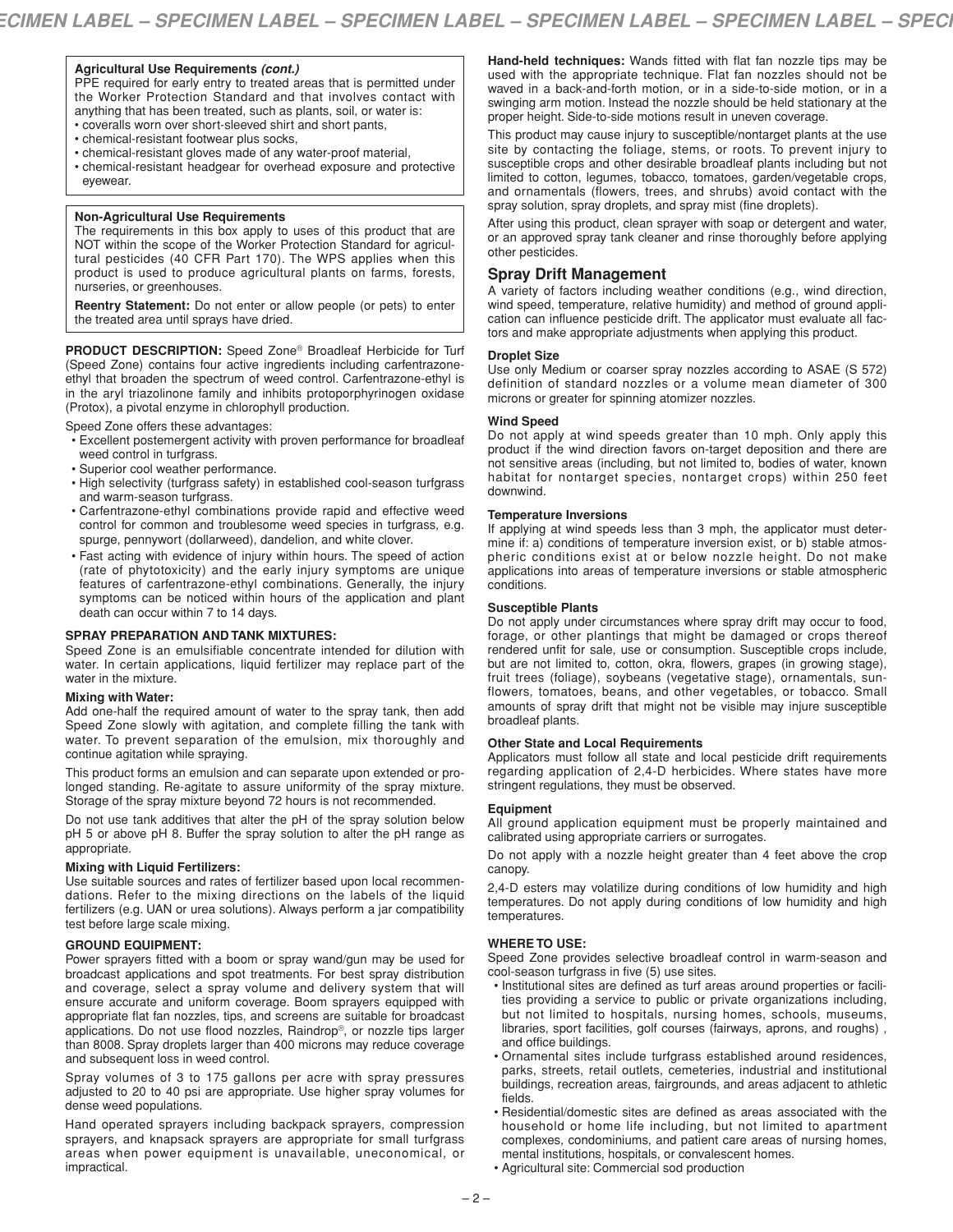**Agricultural Use Requirements *(cont.)***

PPE required for early entry to treated areas that is permitted under the Worker Protection Standard and that involves contact with anything that has been treated, such as plants, soil, or water is:

- coveralls worn over short-sleeved shirt and short pants,
- chemical-resistant footwear plus socks,
- chemical-resistant gloves made of any water-proof material,
- chemical-resistant headgear for overhead exposure and protective eyewear.

**Non-Agricultural Use Requirements**

The requirements in this box apply to uses of this product that are NOT within the scope of the Worker Protection Standard for agricultural pesticides (40 CFR Part 170). The WPS applies when this product is used to produce agricultural plants on farms, forests, nurseries, or greenhouses.

**Reentry Statement:** Do not enter or allow people (or pets) to enter the treated area until sprays have dried.

**PRODUCT DESCRIPTION:** Speed Zone® Broadleaf Herbicide for Turf (Speed Zone) contains four active ingredients including carfentrazone-ethyl that broaden the spectrum of weed control. Carfentrazone-ethyl is in the aryl triazolinone family and inhibits protoporphyrinogen oxidase (Protox), a pivotal enzyme in chlorophyll production.

Speed Zone offers these advantages:

- Excellent postemergent activity with proven performance for broadleaf weed control in turfgrass.
- Superior cool weather performance.
- High selectivity (turfgrass safety) in established cool-season turfgrass and warm-season turfgrass.
- Carfentrazone-ethyl combinations provide rapid and effective weed control for common and troublesome weed species in turfgrass, e.g. spurge, pennywort (dollarweed), dandelion, and white clover.
- Fast acting with evidence of injury within hours. The speed of action (rate of phytotoxicity) and the early injury symptoms are unique features of carfentrazone-ethyl combinations. Generally, the injury symptoms can be noticed within hours of the application and plant death can occur within 7 to 14 days.

**SPRAY PREPARATION AND TANK MIXTURES:**

Speed Zone is an emulsifiable concentrate intended for dilution with water. In certain applications, liquid fertilizer may replace part of the water in the mixture.

**Mixing with Water:**

Add one-half the required amount of water to the spray tank, then add Speed Zone slowly with agitation, and complete filling the tank with water. To prevent separation of the emulsion, mix thoroughly and continue agitation while spraying.

This product forms an emulsion and can separate upon extended or prolonged standing. Re-agitate to assure uniformity of the spray mixture. Storage of the spray mixture beyond 72 hours is not recommended.

Do not use tank additives that alter the pH of the spray solution below pH 5 or above pH 8. Buffer the spray solution to alter the pH range as appropriate.

**Mixing with Liquid Fertilizers:**

Use suitable sources and rates of fertilizer based upon local recommendations. Refer to the mixing directions on the labels of the liquid fertilizers (e.g. UAN or urea solutions). Always perform a jar compatibility test before large scale mixing.

**GROUND EQUIPMENT:**

Power sprayers fitted with a boom or spray wand/gun may be used for broadcast applications and spot treatments. For best spray distribution and coverage, select a spray volume and delivery system that will ensure accurate and uniform coverage. Boom sprayers equipped with appropriate flat fan nozzles, tips, and screens are suitable for broadcast applications. Do not use flood nozzles, Raindrop®, or nozzle tips larger than 8008. Spray droplets larger than 400 microns may reduce coverage and subsequent loss in weed control.

Spray volumes of 3 to 175 gallons per acre with spray pressures adjusted to 20 to 40 psi are appropriate. Use higher spray volumes for dense weed populations.

Hand operated sprayers including backpack sprayers, compression sprayers, and knapsack sprayers are appropriate for small turfgrass areas when power equipment is unavailable, uneconomical, or impractical.

**Hand-held techniques:** Wands fitted with flat fan nozzle tips may be used with the appropriate technique. Flat fan nozzles should not be waved in a back-and-forth motion, or in a side-to-side motion, or in a swinging arm motion. Instead the nozzle should be held stationary at the proper height. Side-to-side motions result in uneven coverage.

This product may cause injury to susceptible/nontarget plants at the use site by contacting the foliage, stems, or roots. To prevent injury to susceptible crops and other desirable broadleaf plants including but not limited to cotton, legumes, tobacco, tomatoes, garden/vegetable crops, and ornamentals (flowers, trees, and shrubs) avoid contact with the spray solution, spray droplets, and spray mist (fine droplets).

After using this product, clean sprayer with soap or detergent and water, or an approved spray tank cleaner and rinse thoroughly before applying other pesticides.

## Spray Drift Management

A variety of factors including weather conditions (e.g., wind direction, wind speed, temperature, relative humidity) and method of ground application can influence pesticide drift. The applicator must evaluate all factors and make appropriate adjustments when applying this product.

**Droplet Size**

Use only Medium or coarser spray nozzles according to ASAE (S 572) definition of standard nozzles or a volume mean diameter of 300 microns or greater for spinning atomizer nozzles.

**Wind Speed**

Do not apply at wind speeds greater than 10 mph. Only apply this product if the wind direction favors on-target deposition and there are not sensitive areas (including, but not limited to, bodies of water, known habitat for nontarget species, nontarget crops) within 250 feet downwind.

**Temperature Inversions**

If applying at wind speeds less than 3 mph, the applicator must determine if: a) conditions of temperature inversion exist, or b) stable atmospheric conditions exist at or below nozzle height. Do not make applications into areas of temperature inversions or stable atmospheric conditions.

**Susceptible Plants**

Do not apply under circumstances where spray drift may occur to food, forage, or other plantings that might be damaged or crops thereof rendered unfit for sale, use or consumption. Susceptible crops include, but are not limited to, cotton, okra, flowers, grapes (in growing stage), fruit trees (foliage), soybeans (vegetative stage), ornamentals, sunflowers, tomatoes, beans, and other vegetables, or tobacco. Small amounts of spray drift that might not be visible may injure susceptible broadleaf plants.

**Other State and Local Requirements**

Applicators must follow all state and local pesticide drift requirements regarding application of 2,4-D herbicides. Where states have more stringent regulations, they must be observed.

**Equipment**

All ground application equipment must be properly maintained and calibrated using appropriate carriers or surrogates.

Do not apply with a nozzle height greater than 4 feet above the crop canopy.

2,4-D esters may volatilize during conditions of low humidity and high temperatures. Do not apply during conditions of low humidity and high temperatures.

**WHERE TO USE:**

Speed Zone provides selective broadleaf control in warm-season and cool-season turfgrass in five (5) use sites.

- Institutional sites are defined as turf areas around properties or facilities providing a service to public or private organizations including, but not limited to hospitals, nursing homes, schools, museums, libraries, sport facilities, golf courses (fairways, aprons, and roughs) , and office buildings.
- Ornamental sites include turfgrass established around residences, parks, streets, retail outlets, cemeteries, industrial and institutional buildings, recreation areas, fairgrounds, and areas adjacent to athletic fields.
- Residential/domestic sites are defined as areas associated with the household or home life including, but not limited to apartment complexes, condominiums, and patient care areas of nursing homes, mental institutions, hospitals, or convalescent homes.
- Agricultural site: Commercial sod production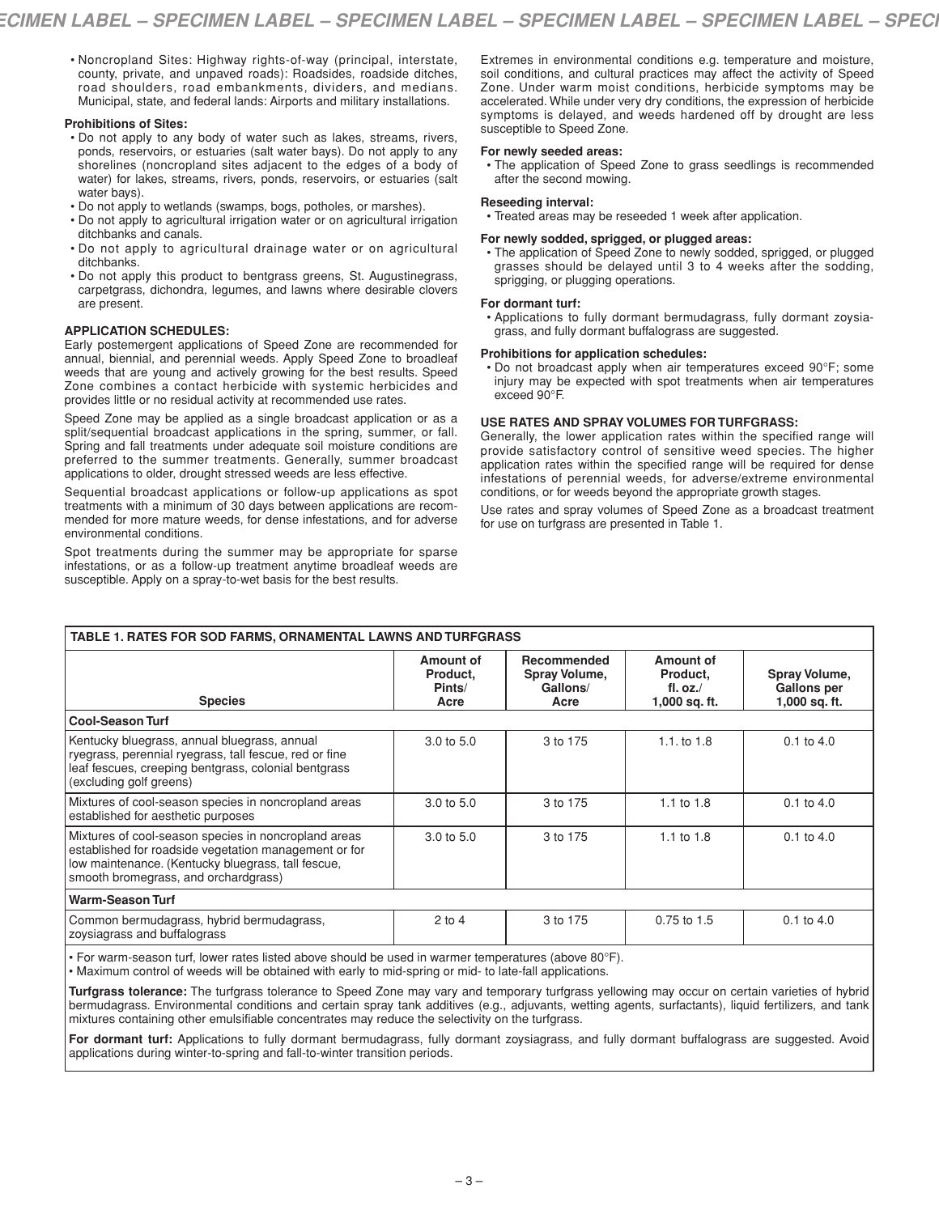- Noncropland Sites: Highway rights-of-way (principal, interstate, county, private, and unpaved roads): Roadsides, roadside ditches, road shoulders, road embankments, dividers, and medians. Municipal, state, and federal lands: Airports and military installations.

**Prohibitions of Sites:**

- Do not apply to any body of water such as lakes, streams, rivers, ponds, reservoirs, or estuaries (salt water bays). Do not apply to any shorelines (noncropland sites adjacent to the edges of a body of water) for lakes, streams, rivers, ponds, reservoirs, or estuaries (salt water bays).
- Do not apply to wetlands (swamps, bogs, potholes, or marshes).
- Do not apply to agricultural irrigation water or on agricultural irrigation ditchbanks and canals.
- Do not apply to agricultural drainage water or on agricultural ditchbanks.
- Do not apply this product to bentgrass greens, St. Augustinegrass, carpetgrass, dichondra, legumes, and lawns where desirable clovers are present.

**APPLICATION SCHEDULES:**

Early postemergent applications of Speed Zone are recommended for annual, biennial, and perennial weeds. Apply Speed Zone to broadleaf weeds that are young and actively growing for the best results. Speed Zone combines a contact herbicide with systemic herbicides and provides little or no residual activity at recommended use rates.

Speed Zone may be applied as a single broadcast application or as a split/sequential broadcast applications in the spring, summer, or fall. Spring and fall treatments under adequate soil moisture conditions are preferred to the summer treatments. Generally, summer broadcast applications to older, drought stressed weeds are less effective.

Sequential broadcast applications or follow-up applications as spot treatments with a minimum of 30 days between applications are recommended for more mature weeds, for dense infestations, and for adverse environmental conditions.

Spot treatments during the summer may be appropriate for sparse infestations, or as a follow-up treatment anytime broadleaf weeds are susceptible. Apply on a spray-to-wet basis for the best results.

Extremes in environmental conditions e.g. temperature and moisture, soil conditions, and cultural practices may affect the activity of Speed Zone. Under warm moist conditions, herbicide symptoms may be accelerated. While under very dry conditions, the expression of herbicide symptoms is delayed, and weeds hardened off by drought are less susceptible to Speed Zone.

**For newly seeded areas:**

- The application of Speed Zone to grass seedlings is recommended after the second mowing.

**Reseeding interval:**

- Treated areas may be reseeded 1 week after application.

**For newly sodded, sprigged, or plugged areas:**

- The application of Speed Zone to newly sodded, sprigged, or plugged grasses should be delayed until 3 to 4 weeks after the sodding, sprigging, or plugging operations.

**For dormant turf:**

- Applications to fully dormant bermudagrass, fully dormant zoysiagrass, and fully dormant buffalograss are suggested.

**Prohibitions for application schedules:**

- Do not broadcast apply when air temperatures exceed 90°F; some injury may be expected with spot treatments when air temperatures exceed 90°F.

**USE RATES AND SPRAY VOLUMES FOR TURFGRASS:**

Generally, the lower application rates within the specified range will provide satisfactory control of sensitive weed species. The higher application rates within the specified range will be required for dense infestations of perennial weeds, for adverse/extreme environmental conditions, or for weeds beyond the appropriate growth stages.

Use rates and spray volumes of Speed Zone as a broadcast treatment for use on turfgrass are presented in Table 1.

**TABLE 1. RATES FOR SOD FARMS, ORNAMENTAL LAWNS AND TURFGRASS**

| Species | Amount of Product, Pints/ Acre | Recommended Spray Volume, Gallons/ Acre | Amount of Product, fl. oz./ 1,000 sq. ft. | Spray Volume, Gallons per 1,000 sq. ft. |
|---|---|---|---|---|
| **Cool-Season Turf** | | | | |
| Kentucky bluegrass, annual bluegrass, annual ryegrass, perennial ryegrass, tall fescue, red or fine leaf fescues, creeping bentgrass, colonial bentgrass (excluding golf greens) | 3.0 to 5.0 | 3 to 175 | 1.1. to 1.8 | 0.1 to 4.0 |
| Mixtures of cool-season species in noncropland areas established for aesthetic purposes | 3.0 to 5.0 | 3 to 175 | 1.1 to 1.8 | 0.1 to 4.0 |
| Mixtures of cool-season species in noncropland areas established for roadside vegetation management or for low maintenance. (Kentucky bluegrass, tall fescue, smooth bromegrass, and orchardgrass) | 3.0 to 5.0 | 3 to 175 | 1.1 to 1.8 | 0.1 to 4.0 |
| **Warm-Season Turf** | | | | |
| Common bermudagrass, hybrid bermudagrass, zoysiagrass and buffalograss | 2 to 4 | 3 to 175 | 0.75 to 1.5 | 0.1 to 4.0 |

- For warm-season turf, lower rates listed above should be used in warmer temperatures (above 80°F).
- Maximum control of weeds will be obtained with early to mid-spring or mid- to late-fall applications.

**Turfgrass tolerance:** The turfgrass tolerance to Speed Zone may vary and temporary turfgrass yellowing may occur on certain varieties of hybrid bermudagrass. Environmental conditions and certain spray tank additives (e.g., adjuvants, wetting agents, surfactants), liquid fertilizers, and tank mixtures containing other emulsifiable concentrates may reduce the selectivity on the turfgrass.

**For dormant turf:** Applications to fully dormant bermudagrass, fully dormant zoysiagrass, and fully dormant buffalograss are suggested. Avoid applications during winter-to-spring and fall-to-winter transition periods.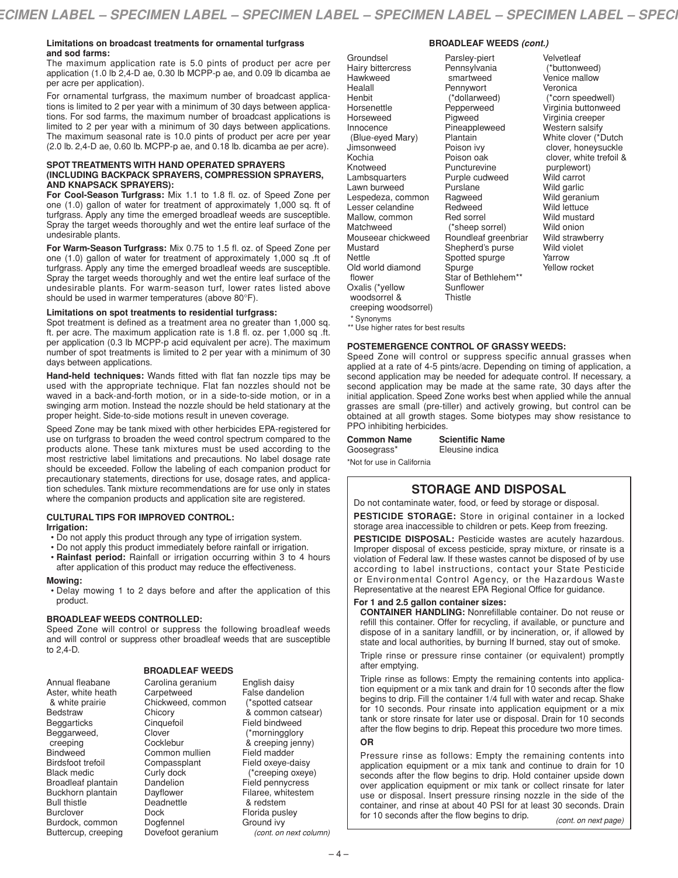**Limitations on broadcast treatments for ornamental turfgrass and sod farms:**
The maximum application rate is 5.0 pints of product per acre per application (1.0 lb 2,4-D ae, 0.30 lb MCPP-p ae, and 0.09 lb dicamba ae per acre per application).

For ornamental turfgrass, the maximum number of broadcast applications is limited to 2 per year with a minimum of 30 days between applications. For sod farms, the maximum number of broadcast applications is limited to 2 per year with a minimum of 30 days between applications. The maximum seasonal rate is 10.0 pints of product per acre per year (2.0 lb. 2,4-D ae, 0.60 lb. MCPP-p ae, and 0.18 lb. dicamba ae per acre).

**SPOT TREATMENTS WITH HAND OPERATED SPRAYERS (INCLUDING BACKPACK SPRAYERS, COMPRESSION SPRAYERS, AND KNAPSACK SPRAYERS):**

**For Cool-Season Turfgrass:** Mix 1.1 to 1.8 fl. oz. of Speed Zone per one (1.0) gallon of water for treatment of approximately 1,000 sq. ft of turfgrass. Apply any time the emerged broadleaf weeds are susceptible. Spray the target weeds thoroughly and wet the entire leaf surface of the undesirable plants.

**For Warm-Season Turfgrass:** Mix 0.75 to 1.5 fl. oz. of Speed Zone per one (1.0) gallon of water for treatment of approximately 1,000 sq .ft of turfgrass. Apply any time the emerged broadleaf weeds are susceptible. Spray the target weeds thoroughly and wet the entire leaf surface of the undesirable plants. For warm-season turf, lower rates listed above should be used in warmer temperatures (above 80°F).

**Limitations on spot treatments to residential turfgrass:**
Spot treatment is defined as a treatment area no greater than 1,000 sq. ft. per acre. The maximum application rate is 1.8 fl. oz. per 1,000 sq .ft. per application (0.3 lb MCPP-p acid equivalent per acre). The maximum number of spot treatments is limited to 2 per year with a minimum of 30 days between applications.

**Hand-held techniques:** Wands fitted with flat fan nozzle tips may be used with the appropriate technique. Flat fan nozzles should not be waved in a back-and-forth motion, or in a side-to-side motion, or in a swinging arm motion. Instead the nozzle should be held stationary at the proper height. Side-to-side motions result in uneven coverage.

Speed Zone may be tank mixed with other herbicides EPA-registered for use on turfgrass to broaden the weed control spectrum compared to the products alone. These tank mixtures must be used according to the most restrictive label limitations and precautions. No label dosage rate should be exceeded. Follow the labeling of each companion product for precautionary statements, directions for use, dosage rates, and application schedules. Tank mixture recommendations are for use only in states where the companion products and application site are registered.

**CULTURAL TIPS FOR IMPROVED CONTROL:**

**Irrigation:**

- Do not apply this product through any type of irrigation system.
- Do not apply this product immediately before rainfall or irrigation.
- **Rainfast period:** Rainfall or irrigation occurring within 3 to 4 hours after application of this product may reduce the effectiveness.

**Mowing:**

- Delay mowing 1 to 2 days before and after the application of this product.

**BROADLEAF WEEDS CONTROLLED:**
Speed Zone will control or suppress the following broadleaf weeds and will control or suppress other broadleaf weeds that are susceptible to 2,4-D.

**BROADLEAF WEEDS**

Annual fleabane
Aster, white heath & white prairie
Bedstraw
Beggarticks
Beggarweed, creeping
Bindweed
Birdsfoot trefoil
Black medic
Broadleaf plantain
Buckhorn plantain
Bull thistle
Burclover
Burdock, common
Buttercup, creeping
Carolina geranium
Carpetweed
Chickweed, common
Chicory
Cinquefoil
Clover
Cocklebur
Common mullien
Compassplant
Curly dock
Dandelion
Dayflower
Deadnettle
Dock
Dogfennel
Dovefoot geranium
English daisy
False dandelion (*spotted catsear & common catsear)
Field bindweed (*morningglory & creeping jenny)
Field madder
Field oxeye-daisy (*creeping oxeye)
Field pennycress
Filaree, whitestem & redstem
Florida pusley
Ground ivy
Groundsel
Hairy bittercress
Hawkweed
Healall
Henbit
Horsenettle
Horseweed
Innocence (Blue-eyed Mary)
Jimsonweed
Kochia
Knotweed
Lambsquarters
Lawn burweed
Lespedeza, common
Lesser celandine
Mallow, common
Matchweed
Mouseear chickweed
Mustard
Nettle
Old world diamond flower
Oxalis (*yellow woodsorrel & creeping woodsorrel)
Parsley-piert
Pennsylvania smartweed
Pennywort (*dollarweed)
Pepperweed
Pigweed
Pineappleweed
Plantain
Poison ivy
Poison oak
Puncturevine
Purple cudweed
Purslane
Ragweed
Redweed
Red sorrel (*sheep sorrel)
Roundleaf greenbriar
Shepherd's purse
Spotted spurge
Spurge
Star of Bethlehem**
Sunflower
Thistle
Velvetleaf (*buttonweed)
Venice mallow
Veronica (*corn speedwell)
Virginia buttonweed
Virginia creeper
Western salsify
White clover (*Dutch clover, honeysuckle clover, white trefoil & purplewort)
Wild carrot
Wild garlic
Wild geranium
Wild lettuce
Wild mustard
Wild onion
Wild strawberry
Wild violet
Yarrow
Yellow rocket

\* Synonyms
\** Use higher rates for best results

**POSTEMERGENCE CONTROL OF GRASSY WEEDS:**
Speed Zone will control or suppress specific annual grasses when applied at a rate of 4-5 pints/acre. Depending on timing of application, a second application may be needed for adequate control. If necessary, a second application may be made at the same rate, 30 days after the initial application. Speed Zone works best when applied while the annual grasses are small (pre-tiller) and actively growing, but control can be obtained at all growth stages. Some biotypes may show resistance to PPO inhibiting herbicides.

| Common Name | Scientific Name |
|---|---|
| Goosegrass* | Eleusine indica |

*Not for use in California

## STORAGE AND DISPOSAL

Do not contaminate water, food, or feed by storage or disposal.

**PESTICIDE STORAGE:** Store in original container in a locked storage area inaccessible to children or pets. Keep from freezing.

**PESTICIDE DISPOSAL:** Pesticide wastes are acutely hazardous. Improper disposal of excess pesticide, spray mixture, or rinsate is a violation of Federal law. If these wastes cannot be disposed of by use according to label instructions, contact your State Pesticide or Environmental Control Agency, or the Hazardous Waste Representative at the nearest EPA Regional Office for guidance.

**For 1 and 2.5 gallon container sizes:**
**CONTAINER HANDLING:** Nonrefillable container. Do not reuse or refill this container. Offer for recycling, if available, or puncture and dispose of in a sanitary landfill, or by incineration, or, if allowed by state and local authorities, by burning If burned, stay out of smoke.

Triple rinse or pressure rinse container (or equivalent) promptly after emptying.

Triple rinse as follows: Empty the remaining contents into application equipment or a mix tank and drain for 10 seconds after the flow begins to drip. Fill the container 1/4 full with water and recap. Shake for 10 seconds. Pour rinsate into application equipment or a mix tank or store rinsate for later use or disposal. Drain for 10 seconds after the flow begins to drip. Repeat this procedure two more times.

**OR**

Pressure rinse as follows: Empty the remaining contents into application equipment or a mix tank and continue to drain for 10 seconds after the flow begins to drip. Hold container upside down over application equipment or mix tank or collect rinsate for later use or disposal. Insert pressure rinsing nozzle in the side of the container, and rinse at about 40 PSI for at least 30 seconds. Drain for 10 seconds after the flow begins to drip.

*(cont. on next page)*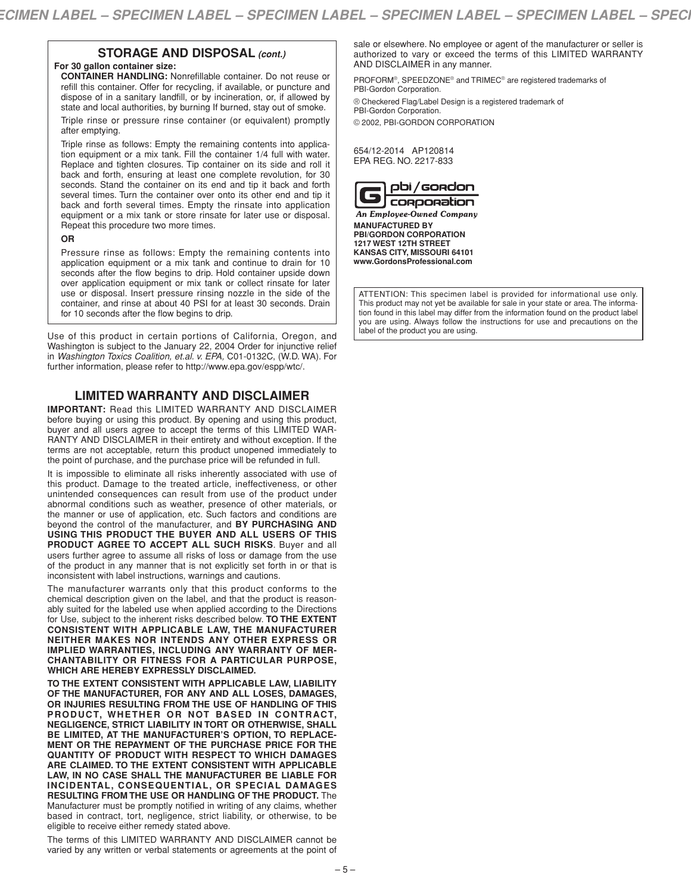## STORAGE AND DISPOSAL *(cont.)*

**For 30 gallon container size:**

**CONTAINER HANDLING:** Nonrefillable container. Do not reuse or refill this container. Offer for recycling, if available, or puncture and dispose of in a sanitary landfill, or by incineration, or, if allowed by state and local authorities, by burning If burned, stay out of smoke.

Triple rinse or pressure rinse container (or equivalent) promptly after emptying.

Triple rinse as follows: Empty the remaining contents into application equipment or a mix tank. Fill the container 1/4 full with water. Replace and tighten closures. Tip container on its side and roll it back and forth, ensuring at least one complete revolution, for 30 seconds. Stand the container on its end and tip it back and forth several times. Turn the container over onto its other end and tip it back and forth several times. Empty the rinsate into application equipment or a mix tank or store rinsate for later use or disposal. Repeat this procedure two more times.

**OR**

Pressure rinse as follows: Empty the remaining contents into application equipment or a mix tank and continue to drain for 10 seconds after the flow begins to drip. Hold container upside down over application equipment or mix tank or collect rinsate for later use or disposal. Insert pressure rinsing nozzle in the side of the container, and rinse at about 40 PSI for at least 30 seconds. Drain for 10 seconds after the flow begins to drip.

Use of this product in certain portions of California, Oregon, and Washington is subject to the January 22, 2004 Order for injunctive relief in *Washington Toxics Coalition, et.al. v. EPA,* C01-0132C, (W.D. WA). For further information, please refer to http://www.epa.gov/espp/wtc/.

## LIMITED WARRANTY AND DISCLAIMER

**IMPORTANT:** Read this LIMITED WARRANTY AND DISCLAIMER before buying or using this product. By opening and using this product, buyer and all users agree to accept the terms of this LIMITED WARRANTY AND DISCLAIMER in their entirety and without exception. If the terms are not acceptable, return this product unopened immediately to the point of purchase, and the purchase price will be refunded in full.

It is impossible to eliminate all risks inherently associated with use of this product. Damage to the treated article, ineffectiveness, or other unintended consequences can result from use of the product under abnormal conditions such as weather, presence of other materials, or the manner or use of application, etc. Such factors and conditions are beyond the control of the manufacturer, and **BY PURCHASING AND USING THIS PRODUCT THE BUYER AND ALL USERS OF THIS PRODUCT AGREE TO ACCEPT ALL SUCH RISKS**. Buyer and all users further agree to assume all risks of loss or damage from the use of the product in any manner that is not explicitly set forth in or that is inconsistent with label instructions, warnings and cautions.

The manufacturer warrants only that this product conforms to the chemical description given on the label, and that the product is reasonably suited for the labeled use when applied according to the Directions for Use, subject to the inherent risks described below. **TO THE EXTENT CONSISTENT WITH APPLICABLE LAW, THE MANUFACTURER NEITHER MAKES NOR INTENDS ANY OTHER EXPRESS OR IMPLIED WARRANTIES, INCLUDING ANY WARRANTY OF MERCHANTABILITY OR FITNESS FOR A PARTICULAR PURPOSE, WHICH ARE HEREBY EXPRESSLY DISCLAIMED.**

**TO THE EXTENT CONSISTENT WITH APPLICABLE LAW, LIABILITY OF THE MANUFACTURER, FOR ANY AND ALL LOSES, DAMAGES, OR INJURIES RESULTING FROM THE USE OF HANDLING OF THIS PRODUCT, WHETHER OR NOT BASED IN CONTRACT, NEGLIGENCE, STRICT LIABILITY IN TORT OR OTHERWISE, SHALL BE LIMITED, AT THE MANUFACTURER'S OPTION, TO REPLACEMENT OR THE REPAYMENT OF THE PURCHASE PRICE FOR THE QUANTITY OF PRODUCT WITH RESPECT TO WHICH DAMAGES ARE CLAIMED. TO THE EXTENT CONSISTENT WITH APPLICABLE LAW, IN NO CASE SHALL THE MANUFACTURER BE LIABLE FOR INCIDENTAL, CONSEQUENTIAL, OR SPECIAL DAMAGES RESULTING FROM THE USE OR HANDLING OF THE PRODUCT.** The Manufacturer must be promptly notified in writing of any claims, whether based in contract, tort, negligence, strict liability, or otherwise, to be eligible to receive either remedy stated above.

The terms of this LIMITED WARRANTY AND DISCLAIMER cannot be varied by any written or verbal statements or agreements at the point of sale or elsewhere. No employee or agent of the manufacturer or seller is authorized to vary or exceed the terms of this LIMITED WARRANTY AND DISCLAIMER in any manner.

PROFORM®, SPEEDZONE® and TRIMEC® are registered trademarks of PBI-Gordon Corporation.

® Checkered Flag/Label Design is a registered trademark of PBI-Gordon Corporation.

© 2002, PBI-GORDON CORPORATION

654/12-2014 AP120814
EPA REG. NO. 2217-833

pbi/gordon corporation
*An Employee-Owned Company*

**MANUFACTURED BY**
**PBI/GORDON CORPORATION**
**1217 WEST 12TH STREET**
**KANSAS CITY, MISSOURI 64101**
**www.GordonsProfessional.com**

ATTENTION: This specimen label is provided for informational use only. This product may not yet be available for sale in your state or area. The information found in this label may differ from the information found on the product label you are using. Always follow the instructions for use and precautions on the label of the product you are using.